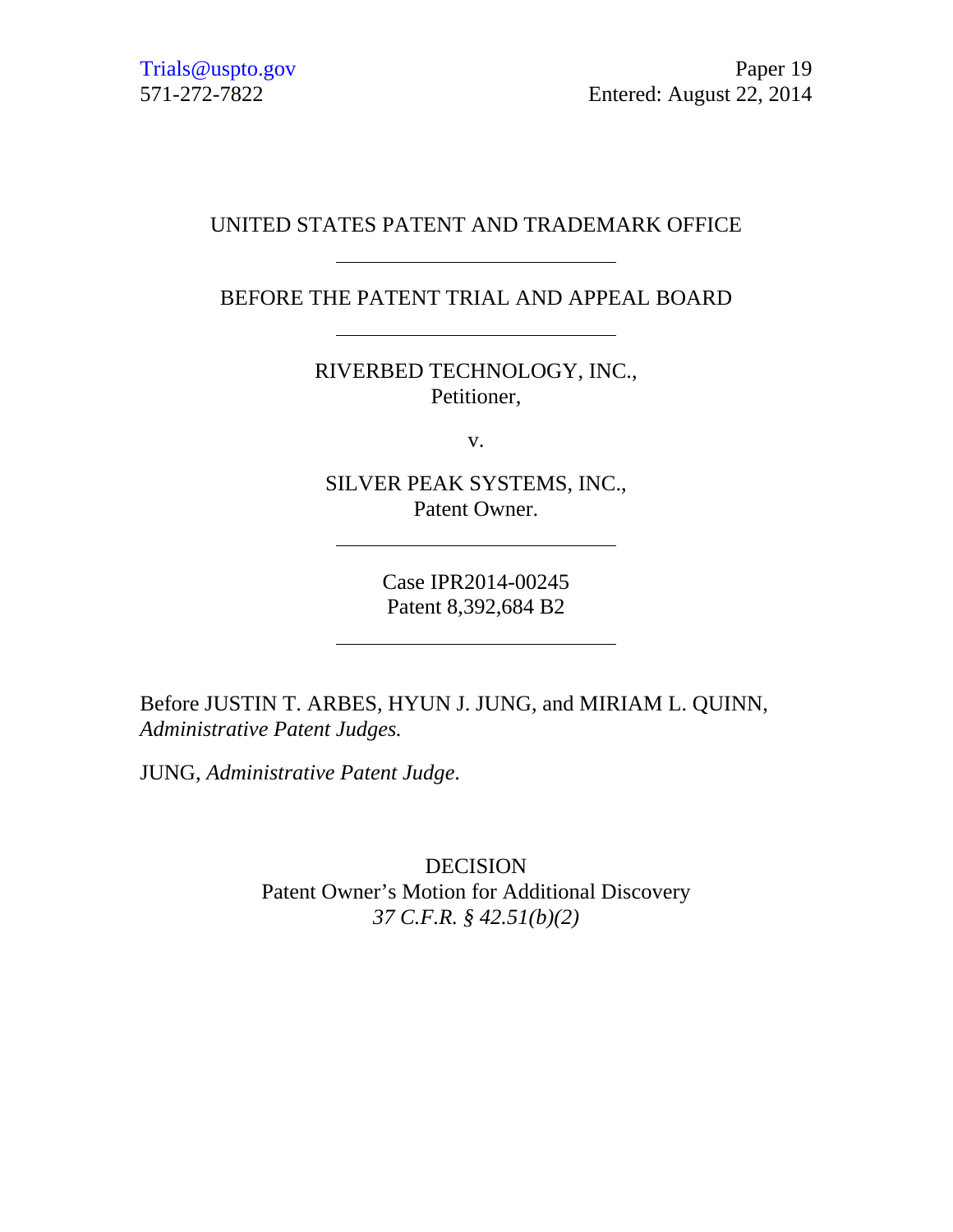Trials@uspto.gov  
571-272-7822

Paper 19  
Entered: August 22, 2014

UNITED STATES PATENT AND TRADEMARK OFFICE

---

BEFORE THE PATENT TRIAL AND APPEAL BOARD

---

RIVERBED TECHNOLOGY, INC.,  
Petitioner,

v.

SILVER PEAK SYSTEMS, INC.,  
Patent Owner.

---

Case IPR2014-00245  
Patent 8,392,684 B2

---

Before JUSTIN T. ARBES, HYUN J. JUNG, and MIRIAM L. QUINN, *Administrative Patent Judges.*

JUNG, *Administrative Patent Judge.*

DECISION  
Patent Owner's Motion for Additional Discovery  
*37 C.F.R. § 42.51(b)(2)*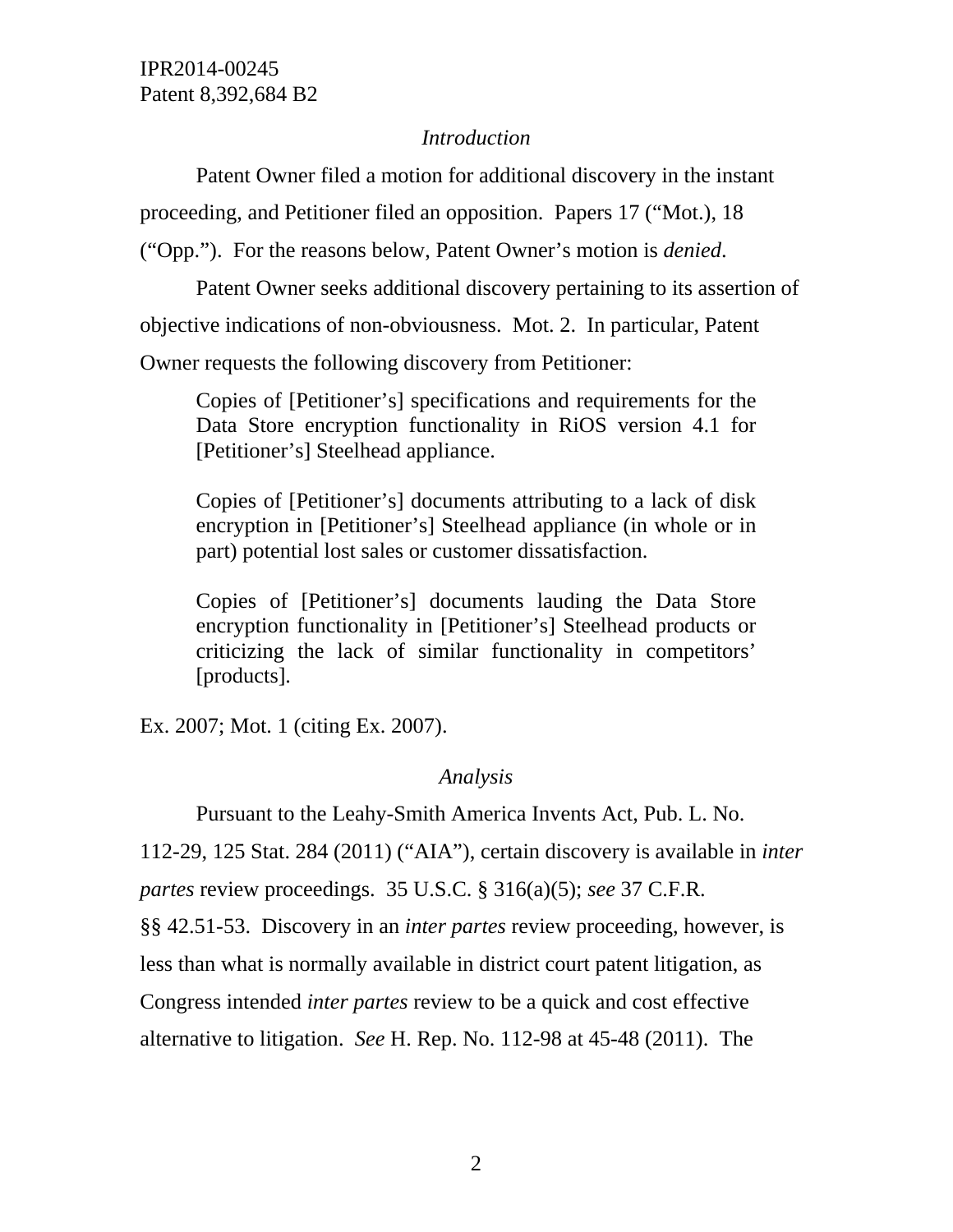*Introduction*

Patent Owner filed a motion for additional discovery in the instant proceeding, and Petitioner filed an opposition. Papers 17 ("Mot.), 18 ("Opp."). For the reasons below, Patent Owner's motion is *denied*.

Patent Owner seeks additional discovery pertaining to its assertion of objective indications of non-obviousness. Mot. 2. In particular, Patent Owner requests the following discovery from Petitioner:

> Copies of [Petitioner's] specifications and requirements for the Data Store encryption functionality in RiOS version 4.1 for [Petitioner's] Steelhead appliance.
>
> Copies of [Petitioner's] documents attributing to a lack of disk encryption in [Petitioner's] Steelhead appliance (in whole or in part) potential lost sales or customer dissatisfaction.
>
> Copies of [Petitioner's] documents lauding the Data Store encryption functionality in [Petitioner's] Steelhead products or criticizing the lack of similar functionality in competitors' [products].

Ex. 2007; Mot. 1 (citing Ex. 2007).

*Analysis*

Pursuant to the Leahy-Smith America Invents Act, Pub. L. No. 112-29, 125 Stat. 284 (2011) ("AIA"), certain discovery is available in *inter partes* review proceedings. 35 U.S.C. § 316(a)(5); *see* 37 C.F.R. §§ 42.51-53. Discovery in an *inter partes* review proceeding, however, is less than what is normally available in district court patent litigation, as Congress intended *inter partes* review to be a quick and cost effective alternative to litigation. *See* H. Rep. No. 112-98 at 45-48 (2011). The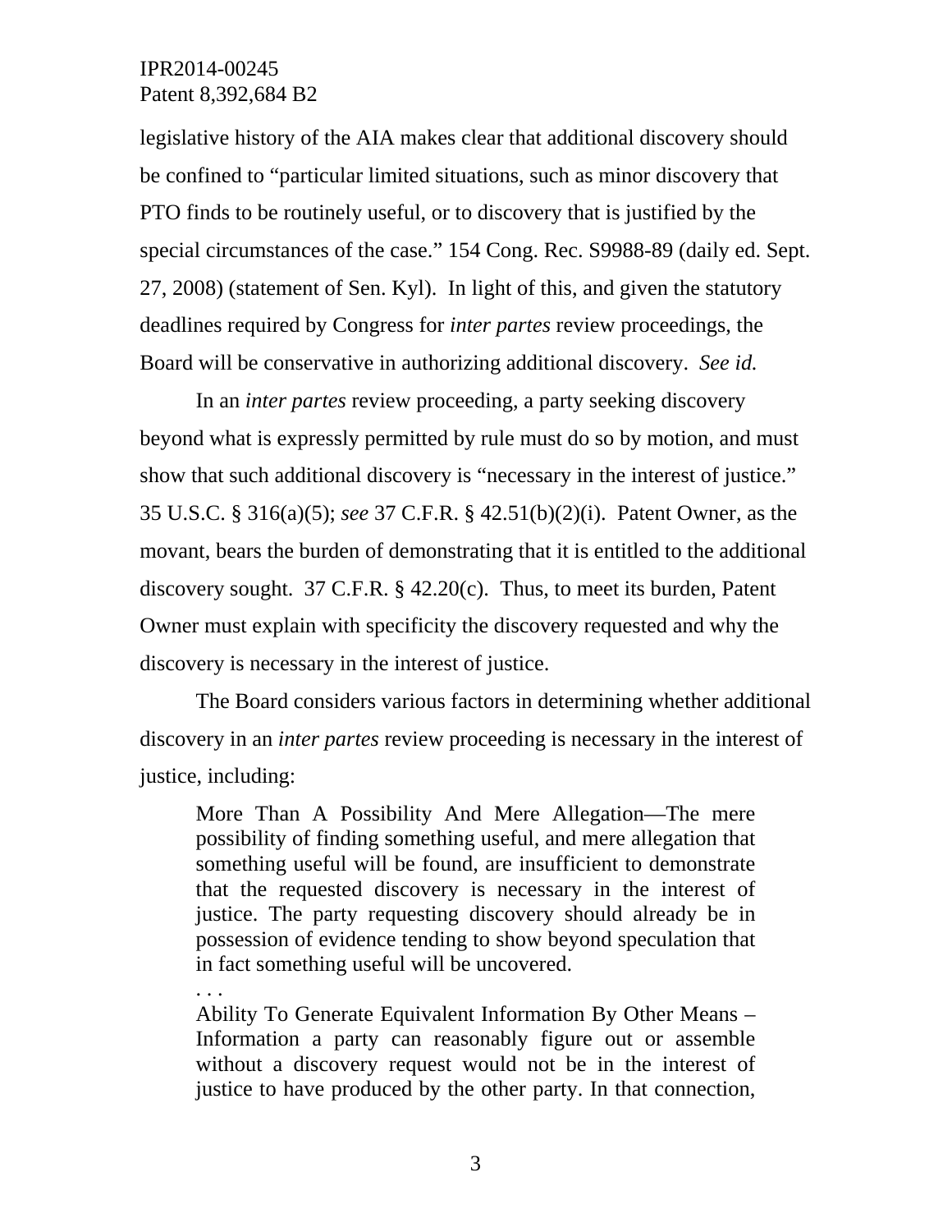legislative history of the AIA makes clear that additional discovery should be confined to "particular limited situations, such as minor discovery that PTO finds to be routinely useful, or to discovery that is justified by the special circumstances of the case." 154 Cong. Rec. S9988-89 (daily ed. Sept. 27, 2008) (statement of Sen. Kyl). In light of this, and given the statutory deadlines required by Congress for *inter partes* review proceedings, the Board will be conservative in authorizing additional discovery. *See id.*

In an *inter partes* review proceeding, a party seeking discovery beyond what is expressly permitted by rule must do so by motion, and must show that such additional discovery is "necessary in the interest of justice." 35 U.S.C. § 316(a)(5); *see* 37 C.F.R. § 42.51(b)(2)(i). Patent Owner, as the movant, bears the burden of demonstrating that it is entitled to the additional discovery sought. 37 C.F.R. § 42.20(c). Thus, to meet its burden, Patent Owner must explain with specificity the discovery requested and why the discovery is necessary in the interest of justice.

The Board considers various factors in determining whether additional discovery in an *inter partes* review proceeding is necessary in the interest of justice, including:

> More Than A Possibility And Mere Allegation—The mere possibility of finding something useful, and mere allegation that something useful will be found, are insufficient to demonstrate that the requested discovery is necessary in the interest of justice. The party requesting discovery should already be in possession of evidence tending to show beyond speculation that in fact something useful will be uncovered.
>
> . . .
>
> Ability To Generate Equivalent Information By Other Means – Information a party can reasonably figure out or assemble without a discovery request would not be in the interest of justice to have produced by the other party. In that connection,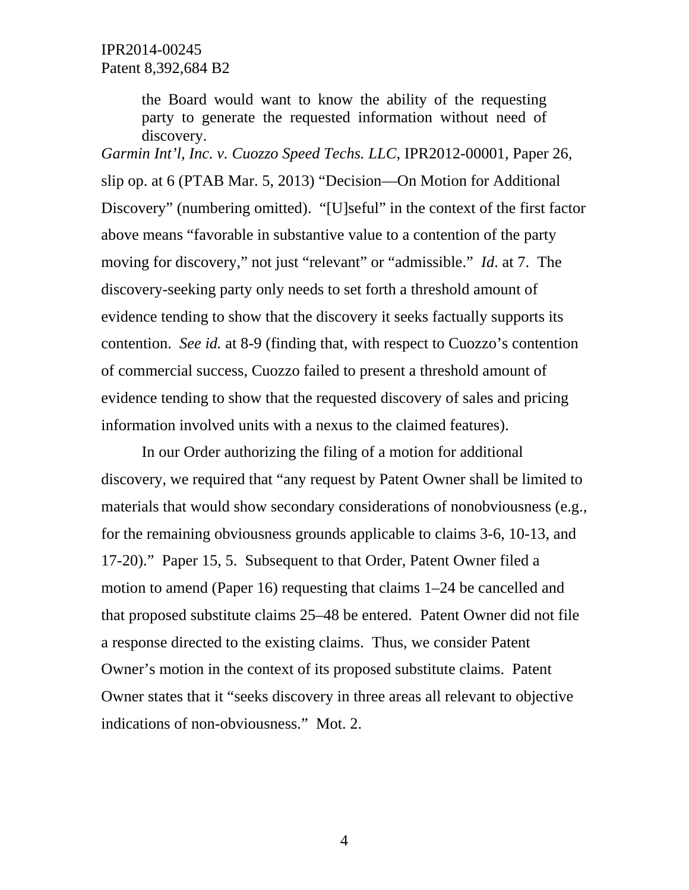> the Board would want to know the ability of the requesting party to generate the requested information without need of discovery.

*Garmin Int'l, Inc. v. Cuozzo Speed Techs. LLC*, IPR2012-00001, Paper 26, slip op. at 6 (PTAB Mar. 5, 2013) "Decision—On Motion for Additional Discovery" (numbering omitted). "[U]seful" in the context of the first factor above means "favorable in substantive value to a contention of the party moving for discovery," not just "relevant" or "admissible." *Id*. at 7. The discovery-seeking party only needs to set forth a threshold amount of evidence tending to show that the discovery it seeks factually supports its contention. *See id.* at 8-9 (finding that, with respect to Cuozzo's contention of commercial success, Cuozzo failed to present a threshold amount of evidence tending to show that the requested discovery of sales and pricing information involved units with a nexus to the claimed features).

In our Order authorizing the filing of a motion for additional discovery, we required that "any request by Patent Owner shall be limited to materials that would show secondary considerations of nonobviousness (e.g., for the remaining obviousness grounds applicable to claims 3-6, 10-13, and 17-20)." Paper 15, 5. Subsequent to that Order, Patent Owner filed a motion to amend (Paper 16) requesting that claims 1–24 be cancelled and that proposed substitute claims 25–48 be entered. Patent Owner did not file a response directed to the existing claims. Thus, we consider Patent Owner's motion in the context of its proposed substitute claims. Patent Owner states that it "seeks discovery in three areas all relevant to objective indications of non-obviousness." Mot. 2.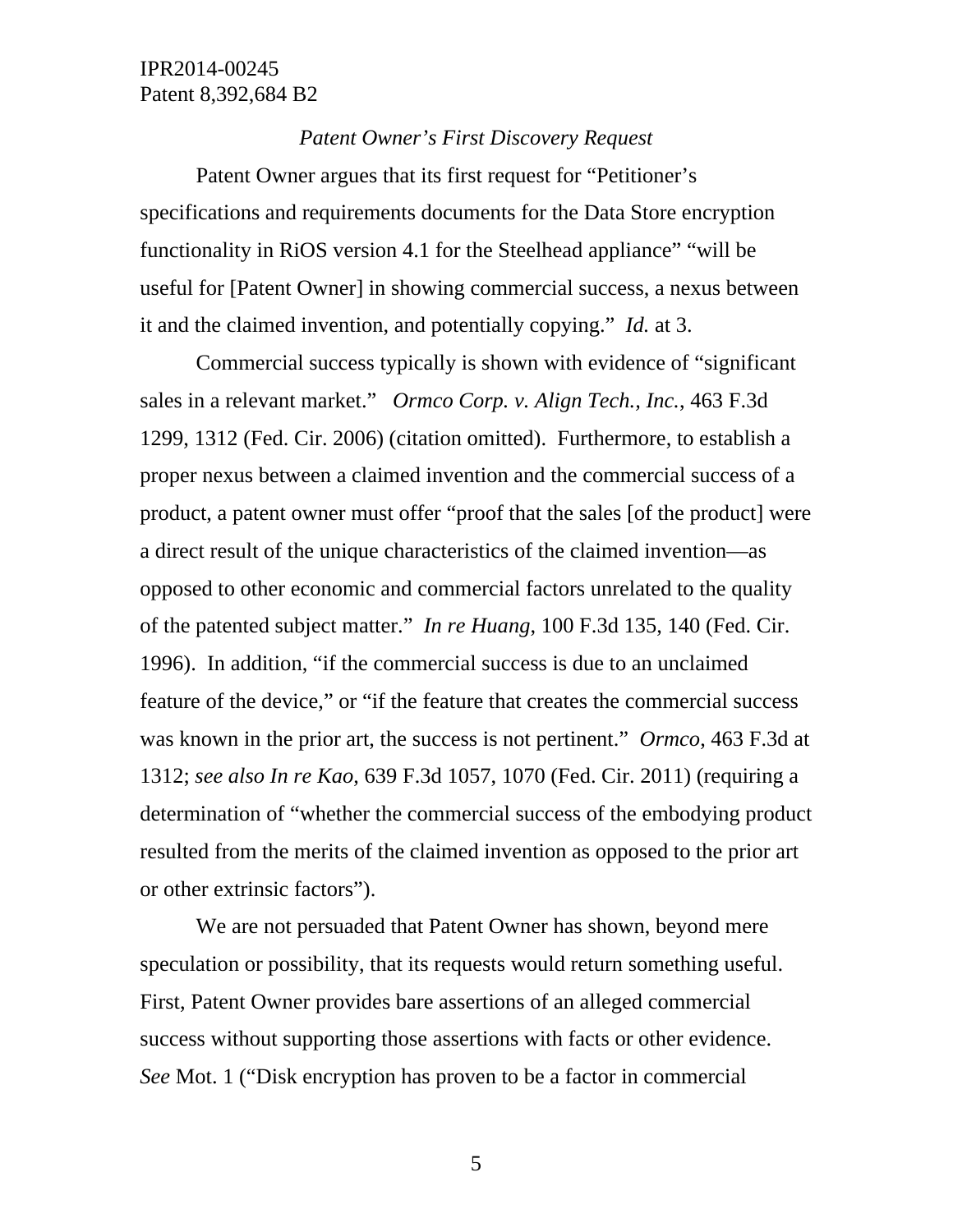*Patent Owner's First Discovery Request*

Patent Owner argues that its first request for "Petitioner's specifications and requirements documents for the Data Store encryption functionality in RiOS version 4.1 for the Steelhead appliance" "will be useful for [Patent Owner] in showing commercial success, a nexus between it and the claimed invention, and potentially copying." *Id.* at 3.

Commercial success typically is shown with evidence of "significant sales in a relevant market." *Ormco Corp. v. Align Tech., Inc.*, 463 F.3d 1299, 1312 (Fed. Cir. 2006) (citation omitted). Furthermore, to establish a proper nexus between a claimed invention and the commercial success of a product, a patent owner must offer "proof that the sales [of the product] were a direct result of the unique characteristics of the claimed invention—as opposed to other economic and commercial factors unrelated to the quality of the patented subject matter." *In re Huang*, 100 F.3d 135, 140 (Fed. Cir. 1996). In addition, "if the commercial success is due to an unclaimed feature of the device," or "if the feature that creates the commercial success was known in the prior art, the success is not pertinent." *Ormco*, 463 F.3d at 1312; *see also In re Kao,* 639 F.3d 1057, 1070 (Fed. Cir. 2011) (requiring a determination of "whether the commercial success of the embodying product resulted from the merits of the claimed invention as opposed to the prior art or other extrinsic factors").

We are not persuaded that Patent Owner has shown, beyond mere speculation or possibility, that its requests would return something useful. First, Patent Owner provides bare assertions of an alleged commercial success without supporting those assertions with facts or other evidence. *See* Mot. 1 ("Disk encryption has proven to be a factor in commercial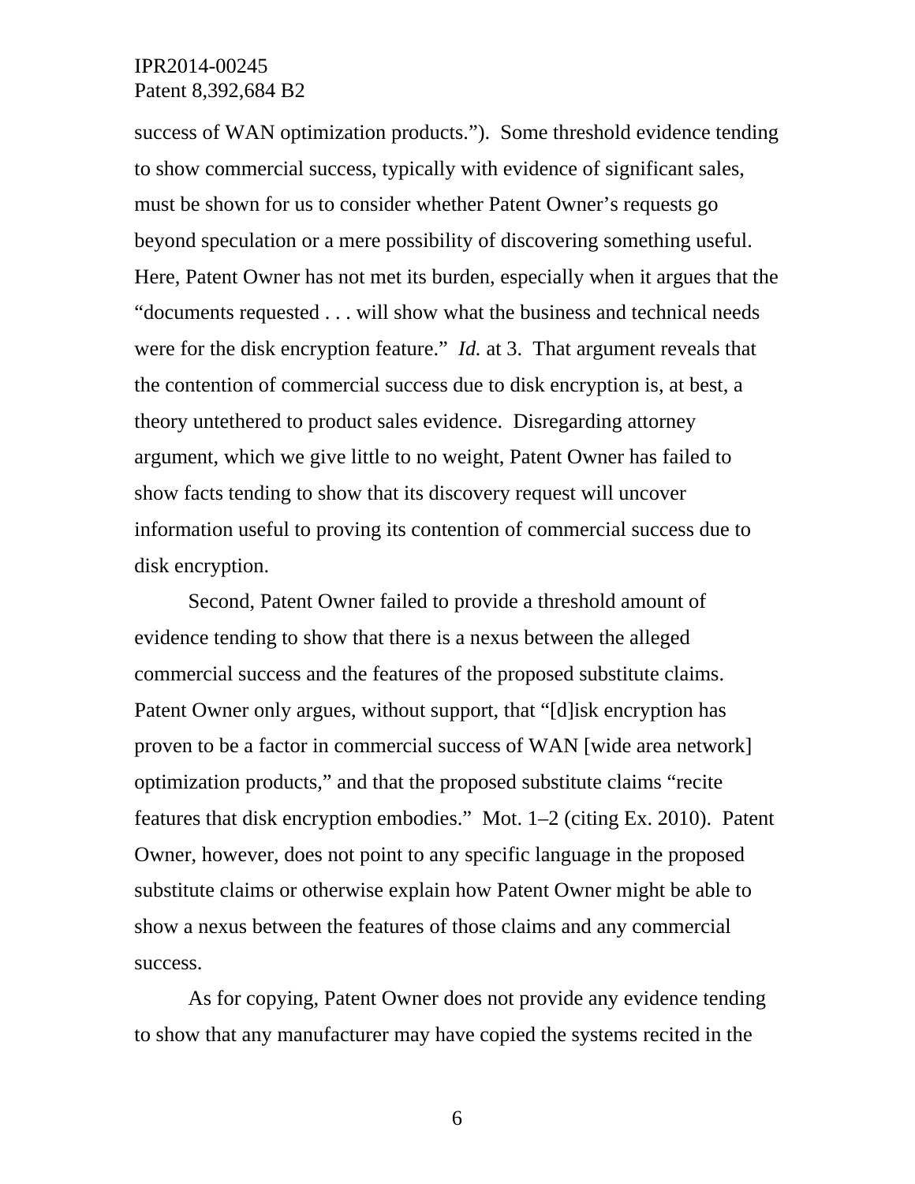success of WAN optimization products."). Some threshold evidence tending to show commercial success, typically with evidence of significant sales, must be shown for us to consider whether Patent Owner's requests go beyond speculation or a mere possibility of discovering something useful. Here, Patent Owner has not met its burden, especially when it argues that the "documents requested . . . will show what the business and technical needs were for the disk encryption feature." *Id.* at 3. That argument reveals that the contention of commercial success due to disk encryption is, at best, a theory untethered to product sales evidence. Disregarding attorney argument, which we give little to no weight, Patent Owner has failed to show facts tending to show that its discovery request will uncover information useful to proving its contention of commercial success due to disk encryption.

Second, Patent Owner failed to provide a threshold amount of evidence tending to show that there is a nexus between the alleged commercial success and the features of the proposed substitute claims. Patent Owner only argues, without support, that "[d]isk encryption has proven to be a factor in commercial success of WAN [wide area network] optimization products," and that the proposed substitute claims "recite features that disk encryption embodies." Mot. 1–2 (citing Ex. 2010). Patent Owner, however, does not point to any specific language in the proposed substitute claims or otherwise explain how Patent Owner might be able to show a nexus between the features of those claims and any commercial success.

As for copying, Patent Owner does not provide any evidence tending to show that any manufacturer may have copied the systems recited in the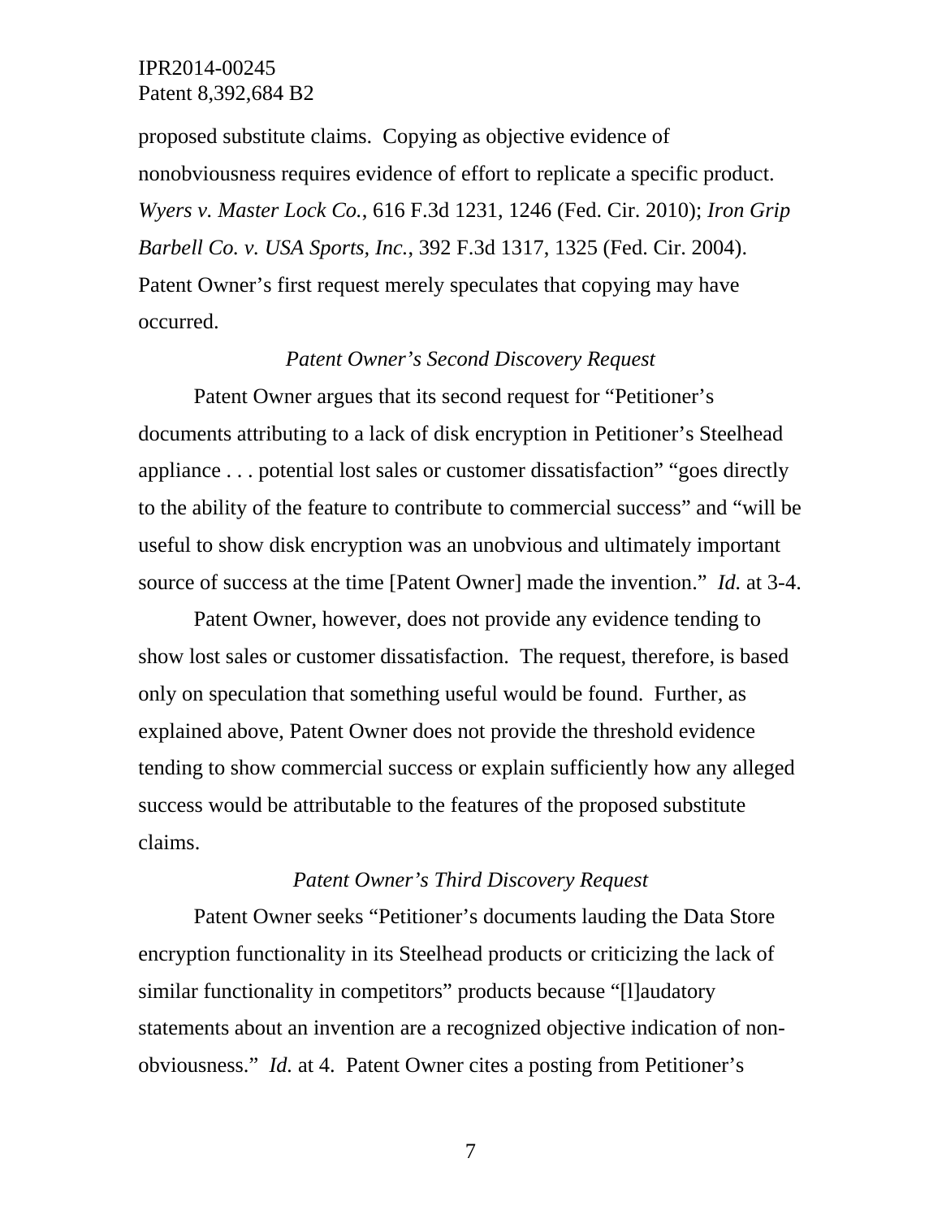proposed substitute claims. Copying as objective evidence of nonobviousness requires evidence of effort to replicate a specific product. *Wyers v. Master Lock Co.*, 616 F.3d 1231, 1246 (Fed. Cir. 2010); *Iron Grip Barbell Co. v. USA Sports, Inc.*, 392 F.3d 1317, 1325 (Fed. Cir. 2004). Patent Owner's first request merely speculates that copying may have occurred.

*Patent Owner's Second Discovery Request*

Patent Owner argues that its second request for "Petitioner's documents attributing to a lack of disk encryption in Petitioner's Steelhead appliance . . . potential lost sales or customer dissatisfaction" "goes directly to the ability of the feature to contribute to commercial success" and "will be useful to show disk encryption was an unobvious and ultimately important source of success at the time [Patent Owner] made the invention." *Id.* at 3-4.

Patent Owner, however, does not provide any evidence tending to show lost sales or customer dissatisfaction. The request, therefore, is based only on speculation that something useful would be found. Further, as explained above, Patent Owner does not provide the threshold evidence tending to show commercial success or explain sufficiently how any alleged success would be attributable to the features of the proposed substitute claims.

*Patent Owner's Third Discovery Request*

Patent Owner seeks "Petitioner's documents lauding the Data Store encryption functionality in its Steelhead products or criticizing the lack of similar functionality in competitors" products because "[l]audatory statements about an invention are a recognized objective indication of non-obviousness." *Id.* at 4. Patent Owner cites a posting from Petitioner's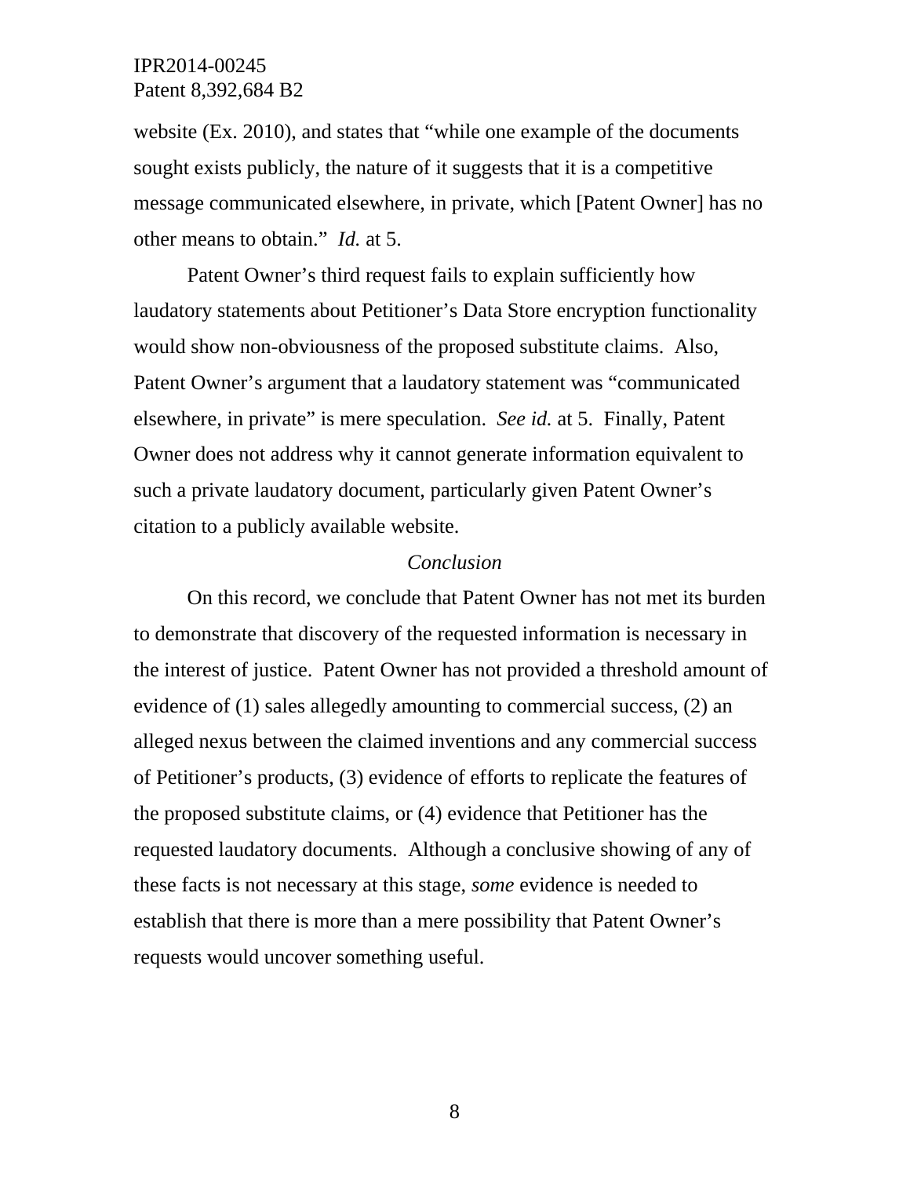website (Ex. 2010), and states that "while one example of the documents sought exists publicly, the nature of it suggests that it is a competitive message communicated elsewhere, in private, which [Patent Owner] has no other means to obtain." *Id.* at 5.

Patent Owner's third request fails to explain sufficiently how laudatory statements about Petitioner's Data Store encryption functionality would show non-obviousness of the proposed substitute claims. Also, Patent Owner's argument that a laudatory statement was "communicated elsewhere, in private" is mere speculation. *See id.* at 5. Finally, Patent Owner does not address why it cannot generate information equivalent to such a private laudatory document, particularly given Patent Owner's citation to a publicly available website.

*Conclusion*

On this record, we conclude that Patent Owner has not met its burden to demonstrate that discovery of the requested information is necessary in the interest of justice. Patent Owner has not provided a threshold amount of evidence of (1) sales allegedly amounting to commercial success, (2) an alleged nexus between the claimed inventions and any commercial success of Petitioner's products, (3) evidence of efforts to replicate the features of the proposed substitute claims, or (4) evidence that Petitioner has the requested laudatory documents. Although a conclusive showing of any of these facts is not necessary at this stage, *some* evidence is needed to establish that there is more than a mere possibility that Patent Owner's requests would uncover something useful.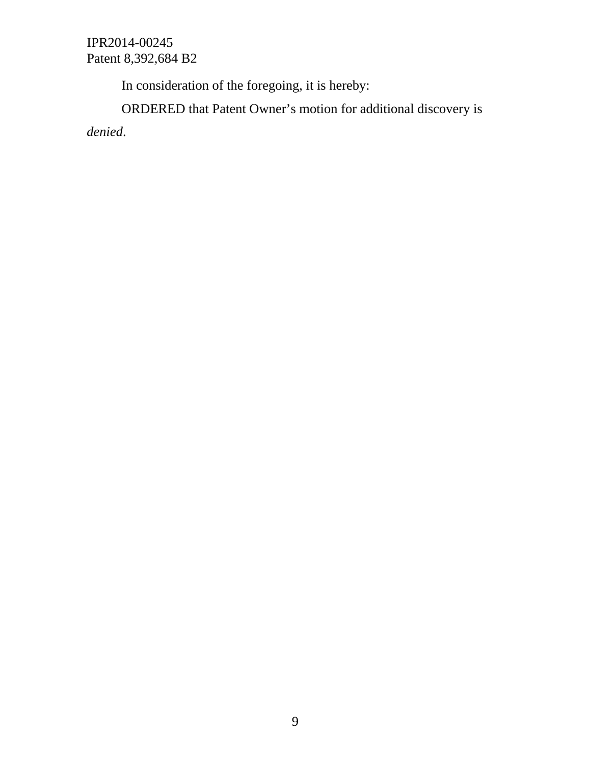In consideration of the foregoing, it is hereby:

ORDERED that Patent Owner’s motion for additional discovery is *denied*.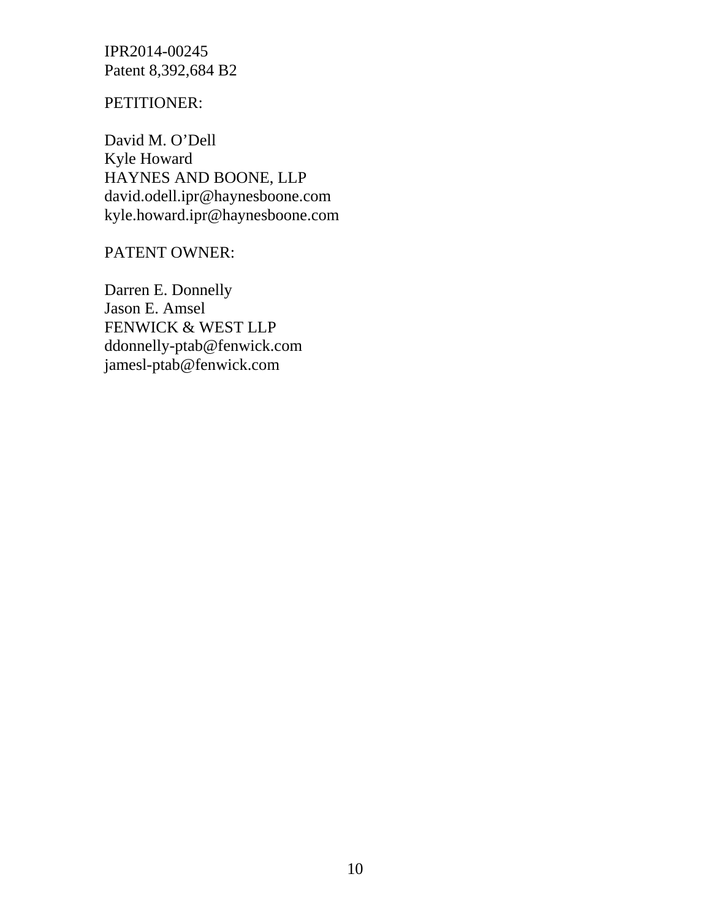IPR2014-00245
Patent 8,392,684 B2

PETITIONER:

David M. O'Dell
Kyle Howard
HAYNES AND BOONE, LLP
david.odell.ipr@haynesboone.com
kyle.howard.ipr@haynesboone.com

PATENT OWNER:

Darren E. Donnelly
Jason E. Amsel
FENWICK & WEST LLP
ddonnelly-ptab@fenwick.com
jamesl-ptab@fenwick.com